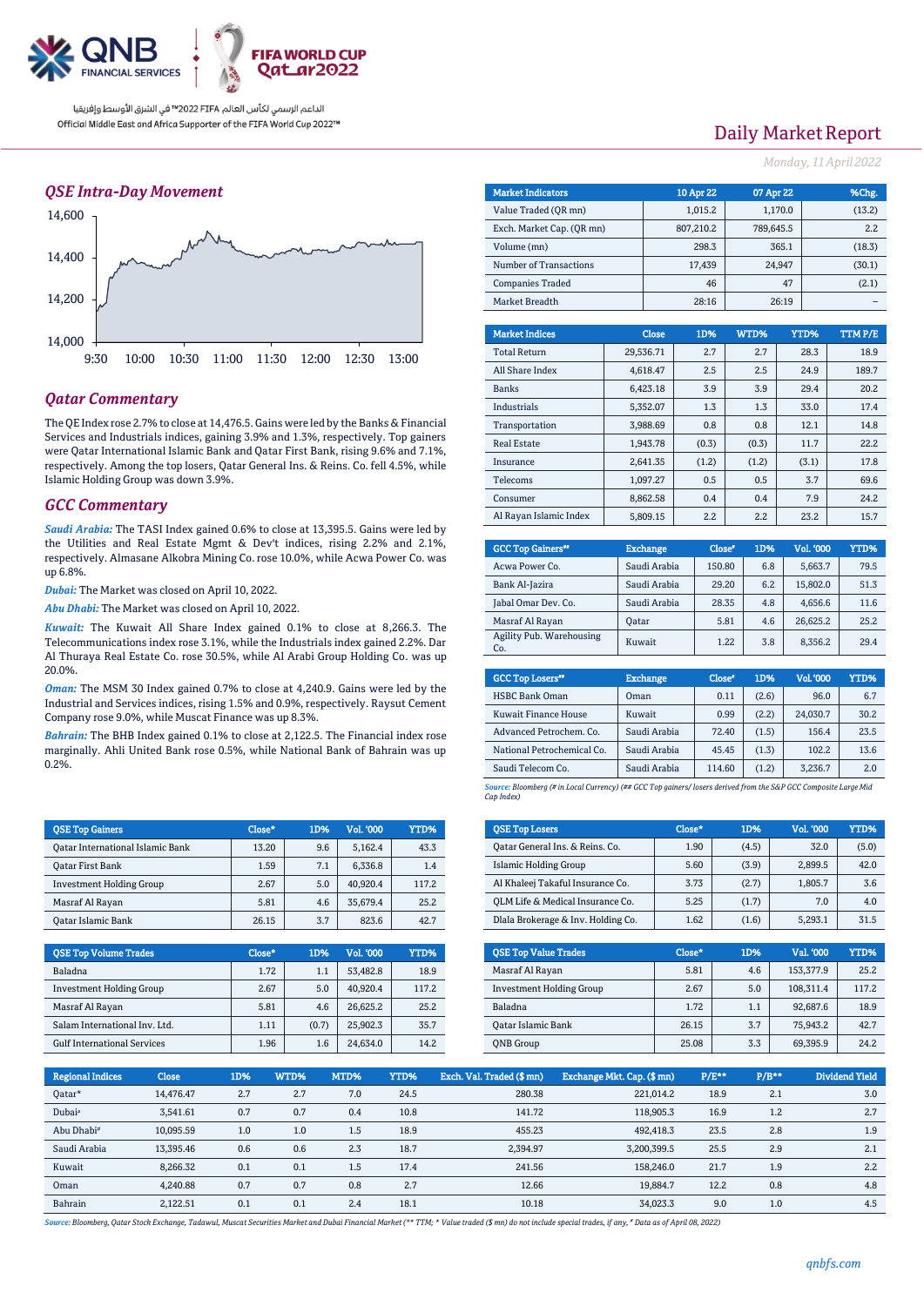Official Middle East and Africa Supporter of the FIFA World Cup 2022™

الداعم الرسمي لكأس العالم FIFA 2022™ في الشرق الأوسط وإفريقيا

# Daily Market Report

*Monday, 11 April 2022*

## QSE Intra-Day Movement

## Qatar Commentary

The QE Index rose 2.7% to close at 14,476.5. Gains were led by the Banks & Financial Services and Industrials indices, gaining 3.9% and 1.3%, respectively. Top gainers were Qatar International Islamic Bank and Qatar First Bank, rising 9.6% and 7.1%, respectively. Among the top losers, Qatar General Ins. & Reins. Co. fell 4.5%, while Islamic Holding Group was down 3.9%.

## GCC Commentary

***Saudi Arabia:*** The TASI Index gained 0.6% to close at 13,395.5. Gains were led by the Utilities and Real Estate Mgmt & Dev't indices, rising 2.2% and 2.1%, respectively. Almasane Alkobra Mining Co. rose 10.0%, while Acwa Power Co. was up 6.8%.

***Dubai:*** The Market was closed on April 10, 2022.

***Abu Dhabi:*** The Market was closed on April 10, 2022.

***Kuwait:*** The Kuwait All Share Index gained 0.1% to close at 8,266.3. The Telecommunications index rose 3.1%, while the Industrials index gained 2.2%. Dar Al Thuraya Real Estate Co. rose 30.5%, while Al Arabi Group Holding Co. was up 20.0%.

***Oman:*** The MSM 30 Index gained 0.7% to close at 4,240.9. Gains were led by the Industrial and Services indices, rising 1.5% and 0.9%, respectively. Raysut Cement Company rose 9.0%, while Muscat Finance was up 8.3%.

***Bahrain:*** The BHB Index gained 0.1% to close at 2,122.5. The Financial index rose marginally. Ahli United Bank rose 0.5%, while National Bank of Bahrain was up 0.2%.

| Market Indicators | 10 Apr 22 | 07 Apr 22 | %Chg. |
|---|---|---|---|
| Value Traded (QR mn) | 1,015.2 | 1,170.0 | (13.2) |
| Exch. Market Cap. (QR mn) | 807,210.2 | 789,645.5 | 2.2 |
| Volume (mn) | 298.3 | 365.1 | (18.3) |
| Number of Transactions | 17,439 | 24,947 | (30.1) |
| Companies Traded | 46 | 47 | (2.1) |
| Market Breadth | 28:16 | 26:19 | – |

| Market Indices | Close | 1D% | WTD% | YTD% | TTM P/E |
|---|---|---|---|---|---|
| Total Return | 29,536.71 | 2.7 | 2.7 | 28.3 | 18.9 |
| All Share Index | 4,618.47 | 2.5 | 2.5 | 24.9 | 189.7 |
| Banks | 6,423.18 | 3.9 | 3.9 | 29.4 | 20.2 |
| Industrials | 5,352.07 | 1.3 | 1.3 | 33.0 | 17.4 |
| Transportation | 3,988.69 | 0.8 | 0.8 | 12.1 | 14.8 |
| Real Estate | 1,943.78 | (0.3) | (0.3) | 11.7 | 22.2 |
| Insurance | 2,641.35 | (1.2) | (1.2) | (3.1) | 17.8 |
| Telecoms | 1,097.27 | 0.5 | 0.5 | 3.7 | 69.6 |
| Consumer | 8,862.58 | 0.4 | 0.4 | 7.9 | 24.2 |
| Al Rayan Islamic Index | 5,809.15 | 2.2 | 2.2 | 23.2 | 15.7 |

| GCC Top Gainers## | Exchange | Close# | 1D% | Vol. '000 | YTD% |
|---|---|---|---|---|---|
| Acwa Power Co. | Saudi Arabia | 150.80 | 6.8 | 5,663.7 | 79.5 |
| Bank Al-Jazira | Saudi Arabia | 29.20 | 6.2 | 15,802.0 | 51.3 |
| Jabal Omar Dev. Co. | Saudi Arabia | 28.35 | 4.8 | 4,656.6 | 11.6 |
| Masraf Al Rayan | Qatar | 5.81 | 4.6 | 26,625.2 | 25.2 |
| Agility Pub. Warehousing Co. | Kuwait | 1.22 | 3.8 | 8,356.2 | 29.4 |

| GCC Top Losers## | Exchange | Close# | 1D% | Vol. '000 | YTD% |
|---|---|---|---|---|---|
| HSBC Bank Oman | Oman | 0.11 | (2.6) | 96.0 | 6.7 |
| Kuwait Finance House | Kuwait | 0.99 | (2.2) | 24,030.7 | 30.2 |
| Advanced Petrochem. Co. | Saudi Arabia | 72.40 | (1.5) | 156.4 | 23.5 |
| National Petrochemical Co. | Saudi Arabia | 45.45 | (1.3) | 102.2 | 13.6 |
| Saudi Telecom Co. | Saudi Arabia | 114.60 | (1.2) | 3,236.7 | 2.0 |

*Source: Bloomberg (# in Local Currency) (## GCC Top gainers/ losers derived from the S&P GCC Composite Large Mid Cap Index)*

| QSE Top Gainers | Close* | 1D% | Vol. '000 | YTD% |
|---|---|---|---|---|
| Qatar International Islamic Bank | 13.20 | 9.6 | 5,162.4 | 43.3 |
| Qatar First Bank | 1.59 | 7.1 | 6,336.8 | 1.4 |
| Investment Holding Group | 2.67 | 5.0 | 40,920.4 | 117.2 |
| Masraf Al Rayan | 5.81 | 4.6 | 35,679.4 | 25.2 |
| Qatar Islamic Bank | 26.15 | 3.7 | 823.6 | 42.7 |

| QSE Top Losers | Close* | 1D% | Vol. '000 | YTD% |
|---|---|---|---|---|
| Qatar General Ins. & Reins. Co. | 1.90 | (4.5) | 32.0 | (5.0) |
| Islamic Holding Group | 5.60 | (3.9) | 2,899.5 | 42.0 |
| Al Khaleej Takaful Insurance Co. | 3.73 | (2.7) | 1,805.7 | 3.6 |
| QLM Life & Medical Insurance Co. | 5.25 | (1.7) | 7.0 | 4.0 |
| Dlala Brokerage & Inv. Holding Co. | 1.62 | (1.6) | 5,293.1 | 31.5 |

| QSE Top Volume Trades | Close* | 1D% | Vol. '000 | YTD% |
|---|---|---|---|---|
| Baladna | 1.72 | 1.1 | 53,482.8 | 18.9 |
| Investment Holding Group | 2.67 | 5.0 | 40,920.4 | 117.2 |
| Masraf Al Rayan | 5.81 | 4.6 | 26,625.2 | 25.2 |
| Salam International Inv. Ltd. | 1.11 | (0.7) | 25,902.3 | 35.7 |
| Gulf International Services | 1.96 | 1.6 | 24,634.0 | 14.2 |

| QSE Top Value Trades | Close* | 1D% | Val. '000 | YTD% |
|---|---|---|---|---|
| Masraf Al Rayan | 5.81 | 4.6 | 153,377.9 | 25.2 |
| Investment Holding Group | 2.67 | 5.0 | 108,311.4 | 117.2 |
| Baladna | 1.72 | 1.1 | 92,687.6 | 18.9 |
| Qatar Islamic Bank | 26.15 | 3.7 | 75,943.2 | 42.7 |
| QNB Group | 25.08 | 3.3 | 69,395.9 | 24.2 |

| Regional Indices | Close | 1D% | WTD% | MTD% | YTD% | Exch. Val. Traded ($ mn) | Exchange Mkt. Cap. ($ mn) | P/E** | P/B** | Dividend Yield |
|---|---|---|---|---|---|---|---|---|---|---|
| Qatar* | 14,476.47 | 2.7 | 2.7 | 7.0 | 24.5 | 280.38 | 221,014.2 | 18.9 | 2.1 | 3.0 |
| Dubai# | 3,541.61 | 0.7 | 0.7 | 0.4 | 10.8 | 141.72 | 118,905.3 | 16.9 | 1.2 | 2.7 |
| Abu Dhabi# | 10,095.59 | 1.0 | 1.0 | 1.5 | 18.9 | 455.23 | 492,418.3 | 23.5 | 2.8 | 1.9 |
| Saudi Arabia | 13,395.46 | 0.6 | 0.6 | 2.3 | 18.7 | 2,394.97 | 3,200,399.5 | 25.5 | 2.9 | 2.1 |
| Kuwait | 8,266.32 | 0.1 | 0.1 | 1.5 | 17.4 | 241.56 | 158,246.0 | 21.7 | 1.9 | 2.2 |
| Oman | 4,240.88 | 0.7 | 0.7 | 0.8 | 2.7 | 12.66 | 19,884.7 | 12.2 | 0.8 | 4.8 |
| Bahrain | 2,122.51 | 0.1 | 0.1 | 2.4 | 18.1 | 10.18 | 34,023.3 | 9.0 | 1.0 | 4.5 |

*Source: Bloomberg, Qatar Stock Exchange, Tadawul, Muscat Securities Market and Dubai Financial Market (** TTM; * Value traded ($ mn) do not include special trades, if any, # Data as of April 08, 2022)*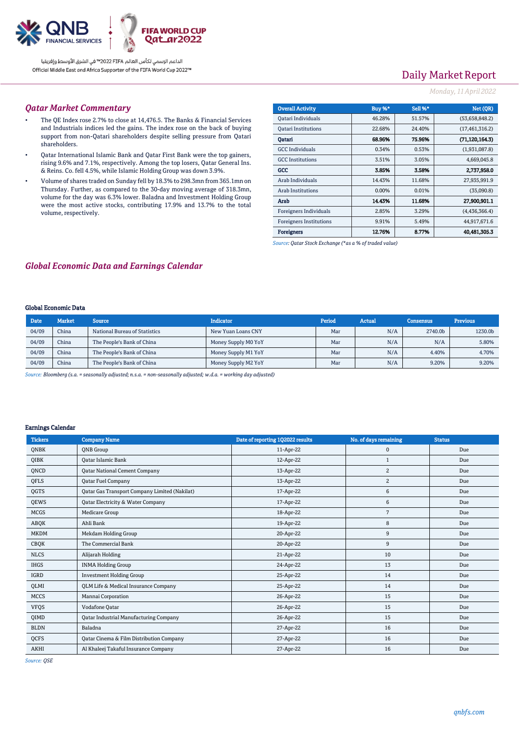# Daily Market Report

*Monday, 11 April 2022*

## Qatar Market Commentary

- The QE Index rose 2.7% to close at 14,476.5. The Banks & Financial Services and Industrials indices led the gains. The index rose on the back of buying support from non-Qatari shareholders despite selling pressure from Qatari shareholders.
- Qatar International Islamic Bank and Qatar First Bank were the top gainers, rising 9.6% and 7.1%, respectively. Among the top losers, Qatar General Ins. & Reins. Co. fell 4.5%, while Islamic Holding Group was down 3.9%.
- Volume of shares traded on Sunday fell by 18.3% to 298.3mn from 365.1mn on Thursday. Further, as compared to the 30-day moving average of 318.3mn, volume for the day was 6.3% lower. Baladna and Investment Holding Group were the most active stocks, contributing 17.9% and 13.7% to the total volume, respectively.

| Overall Activity | Buy %* | Sell %* | Net (QR) |
|---|---|---|---|
| Qatari Individuals | 46.28% | 51.57% | (53,658,848.2) |
| Qatari Institutions | 22.68% | 24.40% | (17,461,316.2) |
| **Qatari** | **68.96%** | **75.96%** | **(71,120,164.3)** |
| GCC Individuals | 0.34% | 0.53% | (1,931,087.8) |
| GCC Institutions | 3.51% | 3.05% | 4,669,045.8 |
| **GCC** | **3.85%** | **3.58%** | **2,737,958.0** |
| Arab Individuals | 14.43% | 11.68% | 27,935,991.9 |
| Arab Institutions | 0.00% | 0.01% | (35,090.8) |
| **Arab** | **14.43%** | **11.68%** | **27,900,901.1** |
| Foreigners Individuals | 2.85% | 3.29% | (4,436,366.4) |
| Foreigners Institutions | 9.91% | 5.49% | 44,917,671.6 |
| **Foreigners** | **12.76%** | **8.77%** | **40,481,305.3** |

*Source: Qatar Stock Exchange (\*as a % of traded value)*

## Global Economic Data and Earnings Calendar

### Global Economic Data

| Date | Market | Source | Indicator | Period | Actual | Consensus | Previous |
|---|---|---|---|---|---|---|---|
| 04/09 | China | National Bureau of Statistics | New Yuan Loans CNY | Mar | N/A | 2740.0b | 1230.0b |
| 04/09 | China | The People's Bank of China | Money Supply M0 YoY | Mar | N/A | N/A | 5.80% |
| 04/09 | China | The People's Bank of China | Money Supply M1 YoY | Mar | N/A | 4.40% | 4.70% |
| 04/09 | China | The People's Bank of China | Money Supply M2 YoY | Mar | N/A | 9.20% | 9.20% |

*Source: Bloomberg (s.a. = seasonally adjusted; n.s.a. = non-seasonally adjusted; w.d.a. = working day adjusted)*

### Earnings Calendar

| Tickers | Company Name | Date of reporting 1Q2022 results | No. of days remaining | Status |
|---|---|---|---|---|
| QNBK | QNB Group | 11-Apr-22 | 0 | Due |
| QIBK | Qatar Islamic Bank | 12-Apr-22 | 1 | Due |
| QNCD | Qatar National Cement Company | 13-Apr-22 | 2 | Due |
| QFLS | Qatar Fuel Company | 13-Apr-22 | 2 | Due |
| QGTS | Qatar Gas Transport Company Limited (Nakilat) | 17-Apr-22 | 6 | Due |
| QEWS | Qatar Electricity & Water Company | 17-Apr-22 | 6 | Due |
| MCGS | Medicare Group | 18-Apr-22 | 7 | Due |
| ABQK | Ahli Bank | 19-Apr-22 | 8 | Due |
| MKDM | Mekdam Holding Group | 20-Apr-22 | 9 | Due |
| CBQK | The Commercial Bank | 20-Apr-22 | 9 | Due |
| NLCS | Alijarah Holding | 21-Apr-22 | 10 | Due |
| IHGS | INMA Holding Group | 24-Apr-22 | 13 | Due |
| IGRD | Investment Holding Group | 25-Apr-22 | 14 | Due |
| QLMI | QLM Life & Medical Insurance Company | 25-Apr-22 | 14 | Due |
| MCCS | Mannai Corporation | 26-Apr-22 | 15 | Due |
| VFQS | Vodafone Qatar | 26-Apr-22 | 15 | Due |
| QIMD | Qatar Industrial Manufacturing Company | 26-Apr-22 | 15 | Due |
| BLDN | Baladna | 27-Apr-22 | 16 | Due |
| QCFS | Qatar Cinema & Film Distribution Company | 27-Apr-22 | 16 | Due |
| AKHI | Al Khaleej Takaful Insurance Company | 27-Apr-22 | 16 | Due |

*Source: QSE*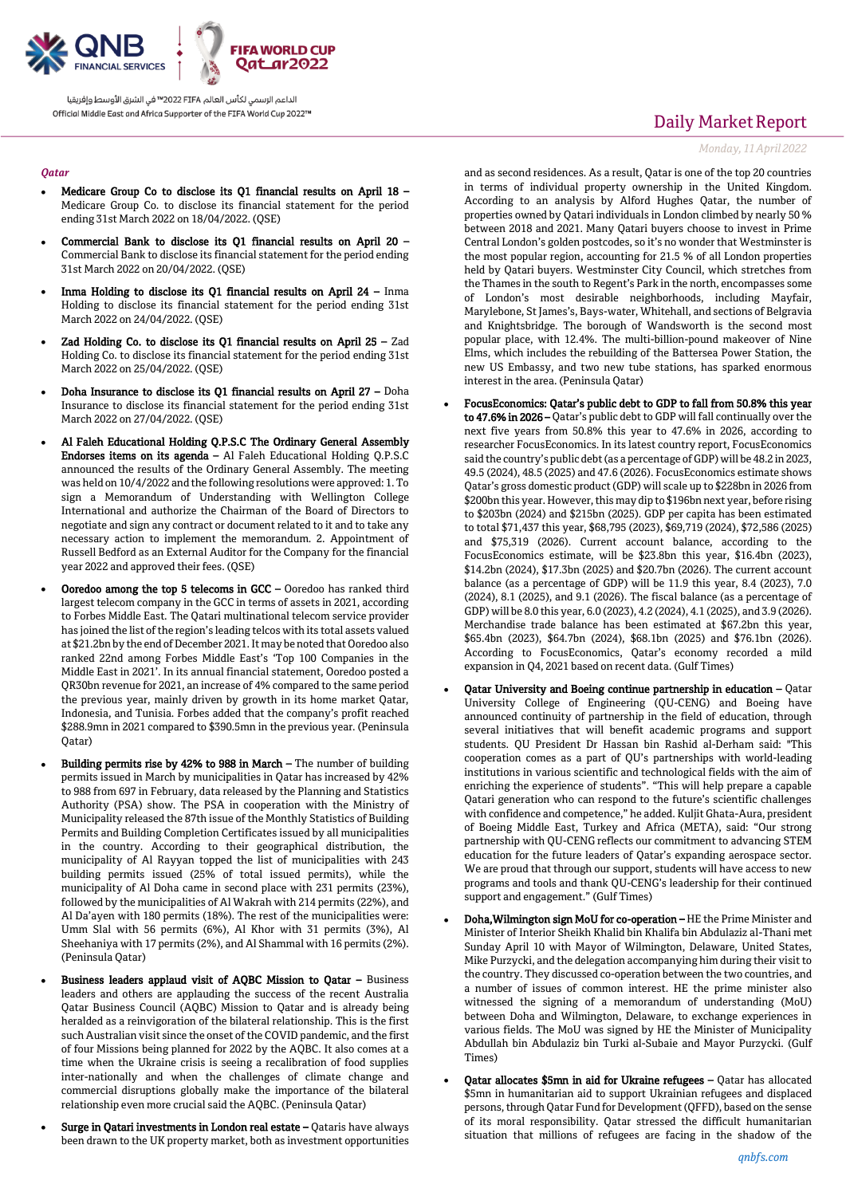## Qatar

- **Medicare Group Co to disclose its Q1 financial results on April 18 –** Medicare Group Co. to disclose its financial statement for the period ending 31st March 2022 on 18/04/2022. (QSE)

- **Commercial Bank to disclose its Q1 financial results on April 20 –** Commercial Bank to disclose its financial statement for the period ending 31st March 2022 on 20/04/2022. (QSE)

- **Inma Holding to disclose its Q1 financial results on April 24 –** Inma Holding to disclose its financial statement for the period ending 31st March 2022 on 24/04/2022. (QSE)

- **Zad Holding Co. to disclose its Q1 financial results on April 25 –** Zad Holding Co. to disclose its financial statement for the period ending 31st March 2022 on 25/04/2022. (QSE)

- **Doha Insurance to disclose its Q1 financial results on April 27 –** Doha Insurance to disclose its financial statement for the period ending 31st March 2022 on 27/04/2022. (QSE)

- **Al Faleh Educational Holding Q.P.S.C The Ordinary General Assembly Endorses items on its agenda –** Al Faleh Educational Holding Q.P.S.C announced the results of the Ordinary General Assembly. The meeting was held on 10/4/2022 and the following resolutions were approved: 1. To sign a Memorandum of Understanding with Wellington College International and authorize the Chairman of the Board of Directors to negotiate and sign any contract or document related to it and to take any necessary action to implement the memorandum. 2. Appointment of Russell Bedford as an External Auditor for the Company for the financial year 2022 and approved their fees. (QSE)

- **Ooredoo among the top 5 telecoms in GCC –** Ooredoo has ranked third largest telecom company in the GCC in terms of assets in 2021, according to Forbes Middle East. The Qatari multinational telecom service provider has joined the list of the region's leading telcos with its total assets valued at \$21.2bn by the end of December 2021. It may be noted that Ooredoo also ranked 22nd among Forbes Middle East's 'Top 100 Companies in the Middle East in 2021'. In its annual financial statement, Ooredoo posted a QR30bn revenue for 2021, an increase of 4% compared to the same period the previous year, mainly driven by growth in its home market Qatar, Indonesia, and Tunisia. Forbes added that the company's profit reached \$288.9mn in 2021 compared to \$390.5mn in the previous year. (Peninsula Qatar)

- **Building permits rise by 42% to 988 in March –** The number of building permits issued in March by municipalities in Qatar has increased by 42% to 988 from 697 in February, data released by the Planning and Statistics Authority (PSA) show. The PSA in cooperation with the Ministry of Municipality released the 87th issue of the Monthly Statistics of Building Permits and Building Completion Certificates issued by all municipalities in the country. According to their geographical distribution, the municipality of Al Rayyan topped the list of municipalities with 243 building permits issued (25% of total issued permits), while the municipality of Al Doha came in second place with 231 permits (23%), followed by the municipalities of Al Wakrah with 214 permits (22%), and Al Da'ayen with 180 permits (18%). The rest of the municipalities were: Umm Slal with 56 permits (6%), Al Khor with 31 permits (3%), Al Sheehaniya with 17 permits (2%), and Al Shammal with 16 permits (2%). (Peninsula Qatar)

- **Business leaders applaud visit of AQBC Mission to Qatar –** Business leaders and others are applauding the success of the recent Australia Qatar Business Council (AQBC) Mission to Qatar and is already being heralded as a reinvigoration of the bilateral relationship. This is the first such Australian visit since the onset of the COVID pandemic, and the first of four Missions being planned for 2022 by the AQBC. It also comes at a time when the Ukraine crisis is seeing a recalibration of food supplies inter-nationally and when the challenges of climate change and commercial disruptions globally make the importance of the bilateral relationship even more crucial said the AQBC. (Peninsula Qatar)

- **Surge in Qatari investments in London real estate –** Qataris have always been drawn to the UK property market, both as investment opportunities and as second residences. As a result, Qatar is one of the top 20 countries in terms of individual property ownership in the United Kingdom. According to an analysis by Alford Hughes Qatar, the number of properties owned by Qatari individuals in London climbed by nearly 50 % between 2018 and 2021. Many Qatari buyers choose to invest in Prime Central London's golden postcodes, so it's no wonder that Westminster is the most popular region, accounting for 21.5 % of all London properties held by Qatari buyers. Westminster City Council, which stretches from the Thames in the south to Regent's Park in the north, encompasses some of London's most desirable neighborhoods, including Mayfair, Marylebone, St James's, Bays-water, Whitehall, and sections of Belgravia and Knightsbridge. The borough of Wandsworth is the second most popular place, with 12.4%. The multi-billion-pound makeover of Nine Elms, which includes the rebuilding of the Battersea Power Station, the new US Embassy, and two new tube stations, has sparked enormous interest in the area. (Peninsula Qatar)

- **FocusEconomics: Qatar's public debt to GDP to fall from 50.8% this year to 47.6% in 2026 –** Qatar's public debt to GDP will fall continually over the next five years from 50.8% this year to 47.6% in 2026, according to researcher FocusEconomics. In its latest country report, FocusEconomics said the country's public debt (as a percentage of GDP) will be 48.2 in 2023, 49.5 (2024), 48.5 (2025) and 47.6 (2026). FocusEconomics estimate shows Qatar's gross domestic product (GDP) will scale up to \$228bn in 2026 from \$200bn this year. However, this may dip to \$196bn next year, before rising to \$203bn (2024) and \$215bn (2025). GDP per capita has been estimated to total \$71,437 this year, \$68,795 (2023), \$69,719 (2024), \$72,586 (2025) and \$75,319 (2026). Current account balance, according to the FocusEconomics estimate, will be \$23.8bn this year, \$16.4bn (2023), \$14.2bn (2024), \$17.3bn (2025) and \$20.7bn (2026). The current account balance (as a percentage of GDP) will be 11.9 this year, 8.4 (2023), 7.0 (2024), 8.1 (2025), and 9.1 (2026). The fiscal balance (as a percentage of GDP) will be 8.0 this year, 6.0 (2023), 4.2 (2024), 4.1 (2025), and 3.9 (2026). Merchandise trade balance has been estimated at \$67.2bn this year, \$65.4bn (2023), \$64.7bn (2024), \$68.1bn (2025) and \$76.1bn (2026). According to FocusEconomics, Qatar's economy recorded a mild expansion in Q4, 2021 based on recent data. (Gulf Times)

- **Qatar University and Boeing continue partnership in education –** Qatar University College of Engineering (QU-CENG) and Boeing have announced continuity of partnership in the field of education, through several initiatives that will benefit academic programs and support students. QU President Dr Hassan bin Rashid al-Derham said: "This cooperation comes as a part of QU's partnerships with world-leading institutions in various scientific and technological fields with the aim of enriching the experience of students". "This will help prepare a capable Qatari generation who can respond to the future's scientific challenges with confidence and competence," he added. Kuljit Ghata-Aura, president of Boeing Middle East, Turkey and Africa (META), said: "Our strong partnership with QU-CENG reflects our commitment to advancing STEM education for the future leaders of Qatar's expanding aerospace sector. We are proud that through our support, students will have access to new programs and tools and thank QU-CENG's leadership for their continued support and engagement." (Gulf Times)

- **Doha,Wilmington sign MoU for co-operation –** HE the Prime Minister and Minister of Interior Sheikh Khalid bin Khalifa bin Abdulaziz al-Thani met Sunday April 10 with Mayor of Wilmington, Delaware, United States, Mike Purzycki, and the delegation accompanying him during their visit to the country. They discussed co-operation between the two countries, and a number of issues of common interest. HE the prime minister also witnessed the signing of a memorandum of understanding (MoU) between Doha and Wilmington, Delaware, to exchange experiences in various fields. The MoU was signed by HE the Minister of Municipality Abdullah bin Abdulaziz bin Turki al-Subaie and Mayor Purzycki. (Gulf Times)

- **Qatar allocates \$5mn in aid for Ukraine refugees –** Qatar has allocated \$5mn in humanitarian aid to support Ukrainian refugees and displaced persons, through Qatar Fund for Development (QFFD), based on the sense of its moral responsibility. Qatar stressed the difficult humanitarian situation that millions of refugees are facing in the shadow of the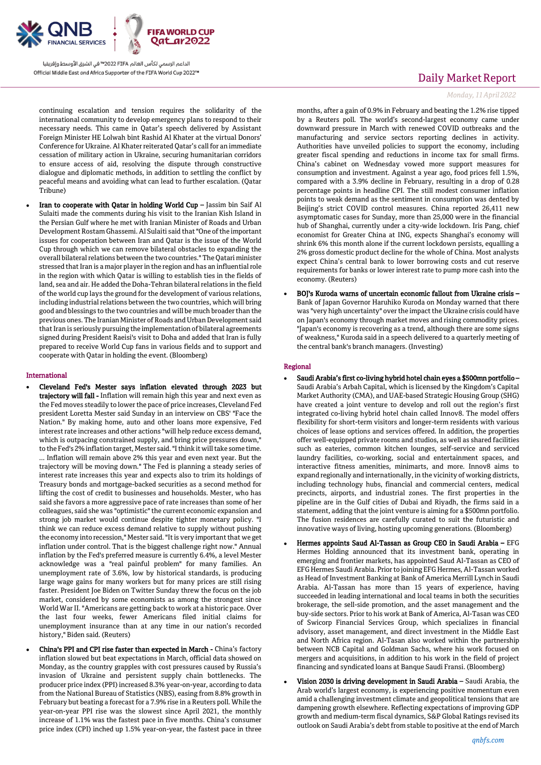continuing escalation and tension requires the solidarity of the international community to develop emergency plans to respond to their necessary needs. This came in Qatar's speech delivered by Assistant Foreign Minister HE Lolwah bint Rashid Al Khater at the virtual Donors' Conference for Ukraine. Al Khater reiterated Qatar's call for an immediate cessation of military action in Ukraine, securing humanitarian corridors to ensure access of aid, resolving the dispute through constructive dialogue and diplomatic methods, in addition to settling the conflict by peaceful means and avoiding what can lead to further escalation. (Qatar Tribune)

- **Iran to cooperate with Qatar in holding World Cup –** Jassim bin Saif Al Sulaiti made the comments during his visit to the Iranian Kish Island in the Persian Gulf where he met with Iranian Minister of Roads and Urban Development Rostam Ghassemi. Al Sulaiti said that "One of the important issues for cooperation between Iran and Qatar is the issue of the World Cup through which we can remove bilateral obstacles to expanding the overall bilateral relations between the two countries." The Qatari minister stressed that Iran is a major player in the region and has an influential role in the region with which Qatar is willing to establish ties in the fields of land, sea and air. He added the Doha-Tehran bilateral relations in the field of the world cup lays the ground for the development of various relations, including industrial relations between the two countries, which will bring good and blessings to the two countries and will be much broader than the previous ones. The Iranian Minister of Roads and Urban Development said that Iran is seriously pursuing the implementation of bilateral agreements signed during President Raeisi's visit to Doha and added that Iran is fully prepared to receive World Cup fans in various fields and to support and cooperate with Qatar in holding the event. (Bloomberg)

## International

- **Cleveland Fed's Mester says inflation elevated through 2023 but trajectory will fall -** Inflation will remain high this year and next even as the Fed moves steadily to lower the pace of price increases, Cleveland Fed president Loretta Mester said Sunday in an interview on CBS' "Face the Nation." By making home, auto and other loans more expensive, Fed interest rate increases and other actions "will help reduce excess demand, which is outpacing constrained supply, and bring price pressures down," to the Fed's 2% inflation target, Mester said. "I think it will take some time. ... Inflation will remain above 2% this year and even next year. But the trajectory will be moving down." The Fed is planning a steady series of interest rate increases this year and expects also to trim its holdings of Treasury bonds and mortgage-backed securities as a second method for lifting the cost of credit to businesses and households. Mester, who has said she favors a more aggressive pace of rate increases than some of her colleagues, said she was "optimistic" the current economic expansion and strong job market would continue despite tighter monetary policy. "I think we can reduce excess demand relative to supply without pushing the economy into recession," Mester said. "It is very important that we get inflation under control. That is the biggest challenge right now." Annual inflation by the Fed's preferred measure is currently 6.4%, a level Mester acknowledge was a "real painful problem" for many families. An unemployment rate of 3.6%, low by historical standards, is producing large wage gains for many workers but for many prices are still rising faster. President Joe Biden on Twitter Sunday threw the focus on the job market, considered by some economists as among the strongest since World War II. "Americans are getting back to work at a historic pace. Over the last four weeks, fewer Americans filed initial claims for unemployment insurance than at any time in our nation's recorded history," Biden said. (Reuters)

- **China's PPI and CPI rise faster than expected in March -** China's factory inflation slowed but beat expectations in March, official data showed on Monday, as the country grapples with cost pressures caused by Russia's invasion of Ukraine and persistent supply chain bottlenecks. The producer price index (PPI) increased 8.3% year-on-year, according to data from the National Bureau of Statistics (NBS), easing from 8.8% growth in February but beating a forecast for a 7.9% rise in a Reuters poll. While the year-on-year PPI rise was the slowest since April 2021, the monthly increase of 1.1% was the fastest pace in five months. China's consumer price index (CPI) inched up 1.5% year-on-year, the fastest pace in three months, after a gain of 0.9% in February and beating the 1.2% rise tipped by a Reuters poll. The world's second-largest economy came under downward pressure in March with renewed COVID outbreaks and the manufacturing and service sectors reporting declines in activity. Authorities have unveiled policies to support the economy, including greater fiscal spending and reductions in income tax for small firms. China's cabinet on Wednesday vowed more support measures for consumption and investment. Against a year ago, food prices fell 1.5%, compared with a 3.9% decline in February, resulting in a drop of 0.28 percentage points in headline CPI. The still modest consumer inflation points to weak demand as the sentiment in consumption was dented by Beijing's strict COVID control measures. China reported 26,411 new asymptomatic cases for Sunday, more than 25,000 were in the financial hub of Shanghai, currently under a city-wide lockdown. Iris Pang, chief economist for Greater China at ING, expects Shanghai's economy will shrink 6% this month alone if the current lockdown persists, equalling a 2% gross domestic product decline for the whole of China. Most analysts expect China's central bank to lower borrowing costs and cut reserve requirements for banks or lower interest rate to pump more cash into the economy. (Reuters)

- **BOJ's Kuroda warns of uncertain economic fallout from Ukraine crisis –** Bank of Japan Governor Haruhiko Kuroda on Monday warned that there was "very high uncertainty" over the impact the Ukraine crisis could have on Japan's economy through market moves and rising commodity prices. "Japan's economy is recovering as a trend, although there are some signs of weakness," Kuroda said in a speech delivered to a quarterly meeting of the central bank's branch managers. (Investing)

## Regional

- **Saudi Arabia's first co-living hybrid hotel chain eyes a $500mn portfolio –** Saudi Arabia's Arbah Capital, which is licensed by the Kingdom's Capital Market Authority (CMA), and UAE-based Strategic Housing Group (SHG) have created a joint venture to develop and roll out the region's first integrated co-living hybrid hotel chain called Innov8. The model offers flexibility for short-term visitors and longer-term residents with various choices of lease options and services offered. In addition, the properties offer well-equipped private rooms and studios, as well as shared facilities such as eateries, common kitchen lounges, self-service and serviced laundry facilities, co-working, social and entertainment spaces, and interactive fitness amenities, minimarts, and more. Innov8 aims to expand regionally and internationally, in the vicinity of working districts, including technology hubs, financial and commercial centers, medical precincts, airports, and industrial zones. The first properties in the pipeline are in the Gulf cities of Dubai and Riyadh, the firms said in a statement, adding that the joint venture is aiming for a $500mn portfolio. The fusion residences are carefully curated to suit the futuristic and innovative ways of living, hosting upcoming generations. (Bloomberg)

- **Hermes appoints Saud Al-Tassan as Group CEO in Saudi Arabia –** EFG Hermes Holding announced that its investment bank, operating in emerging and frontier markets, has appointed Saud Al-Tassan as CEO of EFG Hermes Saudi Arabia. Prior to joining EFG Hermes, Al-Tassan worked as Head of Investment Banking at Bank of America Merrill Lynch in Saudi Arabia. Al-Tassan has more than 15 years of experience, having succeeded in leading international and local teams in both the securities brokerage, the sell-side promotion, and the asset management and the buy-side sectors. Prior to his work at Bank of America, Al-Tasan was CEO of Swicorp Financial Services Group, which specializes in financial advisory, asset management, and direct investment in the Middle East and North Africa region. Al-Tasan also worked within the partnership between NCB Capital and Goldman Sachs, where his work focused on mergers and acquisitions, in addition to his work in the field of project financing and syndicated loans at Banque Saudi Fransi. (Bloomberg)

- **Vision 2030 is driving development in Saudi Arabia –** Saudi Arabia, the Arab world's largest economy, is experiencing positive momentum even amid a challenging investment climate and geopolitical tensions that are dampening growth elsewhere. Reflecting expectations of improving GDP growth and medium-term fiscal dynamics, S&P Global Ratings revised its outlook on Saudi Arabia's debt from stable to positive at the end of March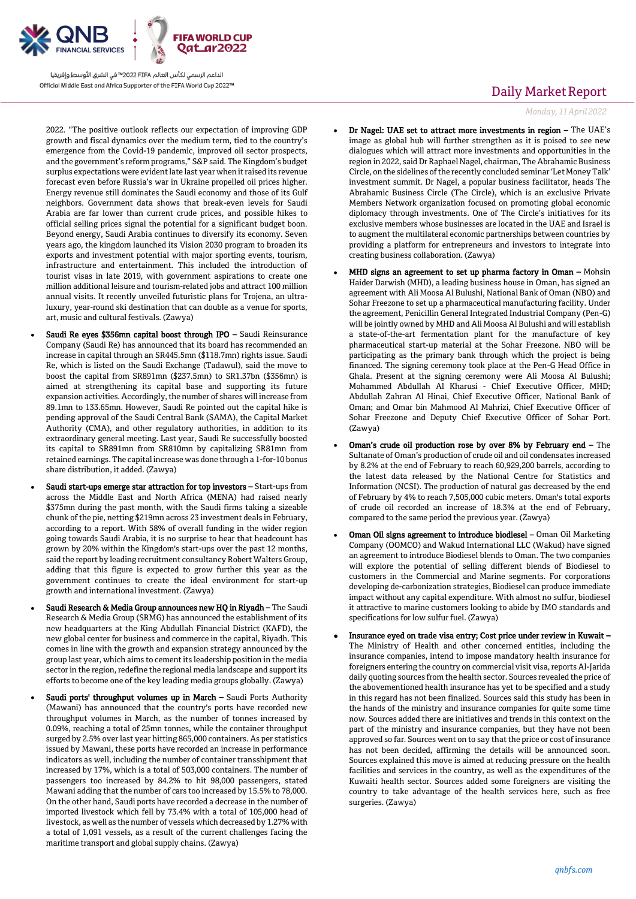2022. "The positive outlook reflects our expectation of improving GDP growth and fiscal dynamics over the medium term, tied to the country's emergence from the Covid-19 pandemic, improved oil sector prospects, and the government's reform programs," S&P said. The Kingdom's budget surplus expectations were evident late last year when it raised its revenue forecast even before Russia's war in Ukraine propelled oil prices higher. Energy revenue still dominates the Saudi economy and those of its Gulf neighbors. Government data shows that break-even levels for Saudi Arabia are far lower than current crude prices, and possible hikes to official selling prices signal the potential for a significant budget boon. Beyond energy, Saudi Arabia continues to diversify its economy. Seven years ago, the kingdom launched its Vision 2030 program to broaden its exports and investment potential with major sporting events, tourism, infrastructure and entertainment. This included the introduction of tourist visas in late 2019, with government aspirations to create one million additional leisure and tourism-related jobs and attract 100 million annual visits. It recently unveiled futuristic plans for Trojena, an ultra-luxury, year-round ski destination that can double as a venue for sports, art, music and cultural festivals. (Zawya)

- **Saudi Re eyes $356mn capital boost through IPO –** Saudi Reinsurance Company (Saudi Re) has announced that its board has recommended an increase in capital through an SR445.5mn ($118.7mn) rights issue. Saudi Re, which is listed on the Saudi Exchange (Tadawul), said the move to boost the capital from SR891mn ($237.5mn) to SR1.37bn ($356mn) is aimed at strengthening its capital base and supporting its future expansion activities. Accordingly, the number of shares will increase from 89.1mn to 133.65mn. However, Saudi Re pointed out the capital hike is pending approval of the Saudi Central Bank (SAMA), the Capital Market Authority (CMA), and other regulatory authorities, in addition to its extraordinary general meeting. Last year, Saudi Re successfully boosted its capital to SR891mn from SR810mn by capitalizing SR81mn from retained earnings. The capital increase was done through a 1-for-10 bonus share distribution, it added. (Zawya)

- **Saudi start-ups emerge star attraction for top investors –** Start-ups from across the Middle East and North Africa (MENA) had raised nearly $375mn during the past month, with the Saudi firms taking a sizeable chunk of the pie, netting $219mn across 23 investment deals in February, according to a report. With 58% of overall funding in the wider region going towards Saudi Arabia, it is no surprise to hear that headcount has grown by 20% within the Kingdom's start-ups over the past 12 months, said the report by leading recruitment consultancy Robert Walters Group, adding that this figure is expected to grow further this year as the government continues to create the ideal environment for start-up growth and international investment. (Zawya)

- **Saudi Research & Media Group announces new HQ in Riyadh –** The Saudi Research & Media Group (SRMG) has announced the establishment of its new headquarters at the King Abdullah Financial District (KAFD), the new global center for business and commerce in the capital, Riyadh. This comes in line with the growth and expansion strategy announced by the group last year, which aims to cement its leadership position in the media sector in the region, redefine the regional media landscape and support its efforts to become one of the key leading media groups globally. (Zawya)

- **Saudi ports' throughput volumes up in March –** Saudi Ports Authority (Mawani) has announced that the country's ports have recorded new throughput volumes in March, as the number of tonnes increased by 0.09%, reaching a total of 25mn tonnes, while the container throughput surged by 2.5% over last year hitting 865,000 containers. As per statistics issued by Mawani, these ports have recorded an increase in performance indicators as well, including the number of container transshipment that increased by 17%, which is a total of 503,000 containers. The number of passengers too increased by 84.2% to hit 98,000 passengers, stated Mawani adding that the number of cars too increased by 15.5% to 78,000. On the other hand, Saudi ports have recorded a decrease in the number of imported livestock which fell by 73.4% with a total of 105,000 head of livestock, as well as the number of vessels which decreased by 1.27% with a total of 1,091 vessels, as a result of the current challenges facing the maritime transport and global supply chains. (Zawya)

- **Dr Nagel: UAE set to attract more investments in region –** The UAE's image as global hub will further strengthen as it is poised to see new dialogues which will attract more investments and opportunities in the region in 2022, said Dr Raphael Nagel, chairman, The Abrahamic Business Circle, on the sidelines of the recently concluded seminar 'Let Money Talk' investment summit. Dr Nagel, a popular business facilitator, heads The Abrahamic Business Circle (The Circle), which is an exclusive Private Members Network organization focused on promoting global economic diplomacy through investments. One of The Circle's initiatives for its exclusive members whose businesses are located in the UAE and Israel is to augment the multilateral economic partnerships between countries by providing a platform for entrepreneurs and investors to integrate into creating business collaboration. (Zawya)

- **MHD signs an agreement to set up pharma factory in Oman –** Mohsin Haider Darwish (MHD), a leading business house in Oman, has signed an agreement with Ali Moosa Al Bulushi, National Bank of Oman (NBO) and Sohar Freezone to set up a pharmaceutical manufacturing facility. Under the agreement, Penicillin General Integrated Industrial Company (Pen-G) will be jointly owned by MHD and Ali Moosa Al Bulushi and will establish a state-of-the-art fermentation plant for the manufacture of key pharmaceutical start-up material at the Sohar Freezone. NBO will be participating as the primary bank through which the project is being financed. The signing ceremony took place at the Pen-G Head Office in Ghala. Present at the signing ceremony were Ali Moosa Al Bulushi; Mohammed Abdullah Al Kharusi - Chief Executive Officer, MHD; Abdullah Zahran Al Hinai, Chief Executive Officer, National Bank of Oman; and Omar bin Mahmood Al Mahrizi, Chief Executive Officer of Sohar Freezone and Deputy Chief Executive Officer of Sohar Port. (Zawya)

- **Oman's crude oil production rose by over 8% by February end –** The Sultanate of Oman's production of crude oil and oil condensates increased by 8.2% at the end of February to reach 60,929,200 barrels, according to the latest data released by the National Centre for Statistics and Information (NCSI). The production of natural gas decreased by the end of February by 4% to reach 7,505,000 cubic meters. Oman's total exports of crude oil recorded an increase of 18.3% at the end of February, compared to the same period the previous year. (Zawya)

- **Oman Oil signs agreement to introduce biodiesel –** Oman Oil Marketing Company (OOMCO) and Wakud International LLC (Wakud) have signed an agreement to introduce Biodiesel blends to Oman. The two companies will explore the potential of selling different blends of Biodiesel to customers in the Commercial and Marine segments. For corporations developing de-carbonization strategies, Biodiesel can produce immediate impact without any capital expenditure. With almost no sulfur, biodiesel it attractive to marine customers looking to abide by IMO standards and specifications for low sulfur fuel. (Zawya)

- **Insurance eyed on trade visa entry; Cost price under review in Kuwait –** The Ministry of Health and other concerned entities, including the insurance companies, intend to impose mandatory health insurance for foreigners entering the country on commercial visit visa, reports Al-Jarida daily quoting sources from the health sector. Sources revealed the price of the abovementioned health insurance has yet to be specified and a study in this regard has not been finalized. Sources said this study has been in the hands of the ministry and insurance companies for quite some time now. Sources added there are initiatives and trends in this context on the part of the ministry and insurance companies, but they have not been approved so far. Sources went on to say that the price or cost of insurance has not been decided, affirming the details will be announced soon. Sources explained this move is aimed at reducing pressure on the health facilities and services in the country, as well as the expenditures of the Kuwaiti health sector. Sources added some foreigners are visiting the country to take advantage of the health services here, such as free surgeries. (Zawya)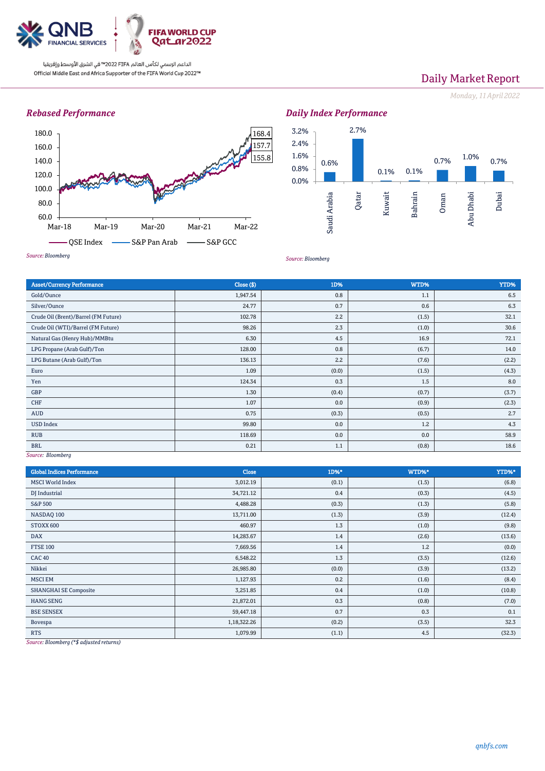## Rebased Performance

| | |
|---|---|
| QSE Index | 155.8 |
| S&P Pan Arab | 157.7 |
| S&P GCC | 168.4 |

*Source: Bloomberg*

## Daily Index Performance

| Market | Change |
|---|---|
| Saudi Arabia | 0.6% |
| Qatar | 2.7% |
| Kuwait | 0.1% |
| Bahrain | 0.1% |
| Oman | 0.7% |
| Abu Dhabi | 1.0% |
| Dubai | 0.7% |

*Source: Bloomberg*

| Asset/Currency Performance | Close ($) | 1D% | WTD% | YTD% |
|---|---|---|---|---|
| Gold/Ounce | 1,947.54 | 0.8 | 1.1 | 6.5 |
| Silver/Ounce | 24.77 | 0.7 | 0.6 | 6.3 |
| Crude Oil (Brent)/Barrel (FM Future) | 102.78 | 2.2 | (1.5) | 32.1 |
| Crude Oil (WTI)/Barrel (FM Future) | 98.26 | 2.3 | (1.0) | 30.6 |
| Natural Gas (Henry Hub)/MMBtu | 6.30 | 4.5 | 16.9 | 72.1 |
| LPG Propane (Arab Gulf)/Ton | 128.00 | 0.8 | (6.7) | 14.0 |
| LPG Butane (Arab Gulf)/Ton | 136.13 | 2.2 | (7.6) | (2.2) |
| Euro | 1.09 | (0.0) | (1.5) | (4.3) |
| Yen | 124.34 | 0.3 | 1.5 | 8.0 |
| GBP | 1.30 | (0.4) | (0.7) | (3.7) |
| CHF | 1.07 | 0.0 | (0.9) | (2.3) |
| AUD | 0.75 | (0.3) | (0.5) | 2.7 |
| USD Index | 99.80 | 0.0 | 1.2 | 4.3 |
| RUB | 118.69 | 0.0 | 0.0 | 58.9 |
| BRL | 0.21 | 1.1 | (0.8) | 18.6 |

*Source: Bloomberg*

| Global Indices Performance | Close | 1D%* | WTD%* | YTD%* |
|---|---|---|---|---|
| MSCI World Index | 3,012.19 | (0.1) | (1.5) | (6.8) |
| DJ Industrial | 34,721.12 | 0.4 | (0.3) | (4.5) |
| S&P 500 | 4,488.28 | (0.3) | (1.3) | (5.8) |
| NASDAQ 100 | 13,711.00 | (1.3) | (3.9) | (12.4) |
| STOXX 600 | 460.97 | 1.3 | (1.0) | (9.8) |
| DAX | 14,283.67 | 1.4 | (2.6) | (13.6) |
| FTSE 100 | 7,669.56 | 1.4 | 1.2 | (0.0) |
| CAC 40 | 6,548.22 | 1.3 | (3.5) | (12.6) |
| Nikkei | 26,985.80 | (0.0) | (3.9) | (13.2) |
| MSCI EM | 1,127.93 | 0.2 | (1.6) | (8.4) |
| SHANGHAI SE Composite | 3,251.85 | 0.4 | (1.0) | (10.8) |
| HANG SENG | 21,872.01 | 0.3 | (0.8) | (7.0) |
| BSE SENSEX | 59,447.18 | 0.7 | 0.3 | 0.1 |
| Bovespa | 1,18,322.26 | (0.2) | (3.5) | 32.3 |
| RTS | 1,079.99 | (1.1) | 4.5 | (32.3) |

*Source: Bloomberg (*$ adjusted returns)*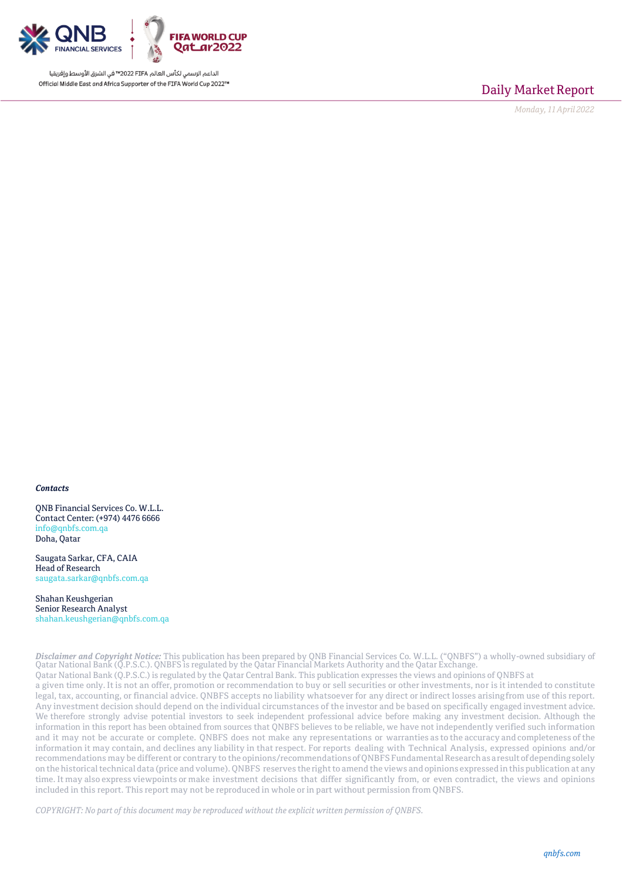# Daily Market Report

*Monday, 11 April 2022*

***Contacts***

QNB Financial Services Co. W.L.L.
Contact Center: (+974) 4476 6666
info@qnbfs.com.qa
Doha, Qatar

Saugata Sarkar, CFA, CAIA
Head of Research
saugata.sarkar@qnbfs.com.qa

Shahan Keushgerian
Senior Research Analyst
shahan.keushgerian@qnbfs.com.qa

***Disclaimer and Copyright Notice:*** This publication has been prepared by QNB Financial Services Co. W.L.L. ("QNBFS") a wholly-owned subsidiary of Qatar National Bank (Q.P.S.C.). QNBFS is regulated by the Qatar Financial Markets Authority and the Qatar Exchange. Qatar National Bank (Q.P.S.C.) is regulated by the Qatar Central Bank. This publication expresses the views and opinions of QNBFS at a given time only. It is not an offer, promotion or recommendation to buy or sell securities or other investments, nor is it intended to constitute legal, tax, accounting, or financial advice. QNBFS accepts no liability whatsoever for any direct or indirect losses arising from use of this report. Any investment decision should depend on the individual circumstances of the investor and be based on specifically engaged investment advice. We therefore strongly advise potential investors to seek independent professional advice before making any investment decision. Although the information in this report has been obtained from sources that QNBFS believes to be reliable, we have not independently verified such information and it may not be accurate or complete. QNBFS does not make any representations or warranties as to the accuracy and completeness of the information it may contain, and declines any liability in that respect. For reports dealing with Technical Analysis, expressed opinions and/or recommendations may be different or contrary to the opinions/recommendations of QNBFS Fundamental Research as a result of depending solely on the historical technical data (price and volume). QNBFS reserves the right to amend the views and opinions expressed in this publication at any time. It may also express viewpoints or make investment decisions that differ significantly from, or even contradict, the views and opinions included in this report. This report may not be reproduced in whole or in part without permission from QNBFS.

*COPYRIGHT: No part of this document may be reproduced without the explicit written permission of QNBFS.*